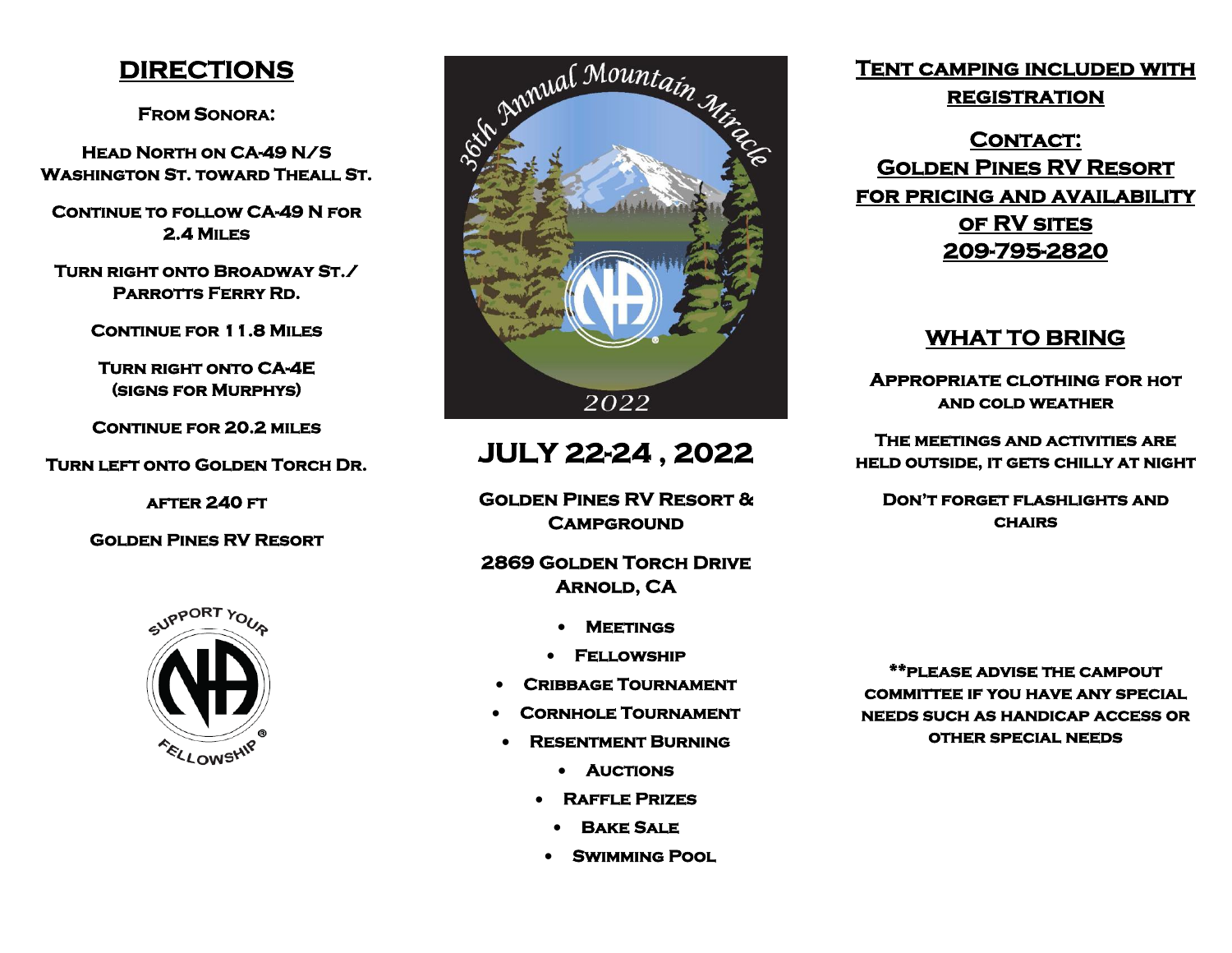## DIRECTIONS

**From Sonora:**

Head North on CA-49 N/S Washington St. toward Theall St.

Continue to follow CA-49 N for 2.4 Miles

Turn right onto Broadway St./ Parrotts Ferry Rd.

Continue for 11.8 Miles

Turn right onto CA-4E (signs for Murphys)

Continue for 20.2 miles

Turn left onto Golden Torch Dr.

after 240 ft

Golden Pines RV Resort

Support Your NA Fellowship

36th Annual Mountain Miracle 2022

# JULY 22-24 , 2022

**Golden Pines RV Resort & Campground**

**2869 Golden Torch Drive Arnold, CA**

- Meetings
- Fellowship
- Cribbage Tournament
- Cornhole Tournament
- Resentment Burning
- Auctions
- Raffle Prizes
- Bake Sale
- Swimming Pool

## Tent camping included with registration

**Contact:**
**Golden Pines RV Resort**
**for pricing and availability of RV sites**
**209-795-2820**

## WHAT TO BRING

Appropriate clothing for hot and cold weather

The meetings and activities are held outside, it gets chilly at night

Don't forget flashlights and chairs

**Please advise the campout committee if you have any special needs such as handicap access or other special needs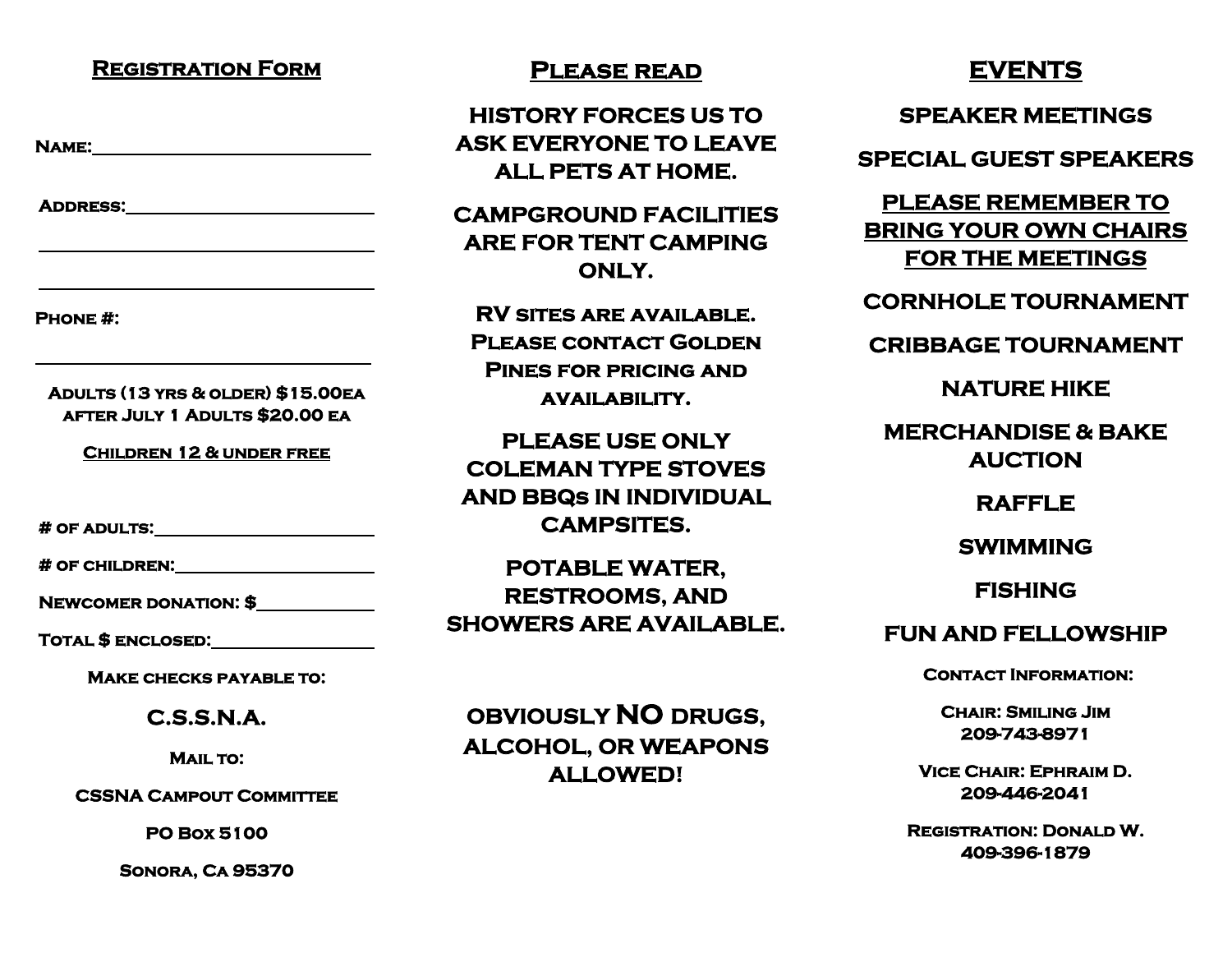## Registration Form

**Name:** ______________________________

**Address:** ____________________________

________________________________________

________________________________________

**Phone #:**

________________________________________

**Adults (13 yrs & older) $15.00ea after July 1 Adults $20.00 ea**

**Children 12 & under free**

**# of adults:** _________________________

**# of children:** _______________________

**Newcomer donation: $** ___________

**Total $ enclosed:** _________________

**Make checks payable to:**

**C.S.S.N.A.**

**Mail to:**

**CSSNA Campout Committee**

**PO Box 5100**

**Sonora, Ca 95370**

## Please read

**HISTORY FORCES US TO ASK EVERYONE TO LEAVE ALL PETS AT HOME.**

**CAMPGROUND FACILITIES ARE FOR TENT CAMPING ONLY.**

**RV sites are available. Please contact Golden Pines for pricing and availability.**

**PLEASE USE ONLY COLEMAN TYPE STOVES AND BBQs IN INDIVIDUAL CAMPSITES.**

**POTABLE WATER, RESTROOMS, AND SHOWERS ARE AVAILABLE.**

**obviously NO drugs, ALCOHOL, OR WEAPONS ALLOWED!**

## EVENTS

**SPEAKER MEETINGS**

**SPECIAL GUEST SPEAKERS**

**PLEASE REMEMBER TO BRING YOUR OWN CHAIRS FOR THE MEETINGS**

**CORNHOLE TOURNAMENT**

**CRIBBAGE TOURNAMENT**

**NATURE HIKE**

**MERCHANDISE & BAKE AUCTION**

**RAFFLE**

**SWIMMING**

**FISHING**

**FUN AND FELLOWSHIP**

**Contact Information:**

**Chair: Smiling Jim**
**209-743-8971**

**Vice Chair: Ephraim D.**
**209-446-2041**

**Registration: Donald W.**
**409-396-1879**